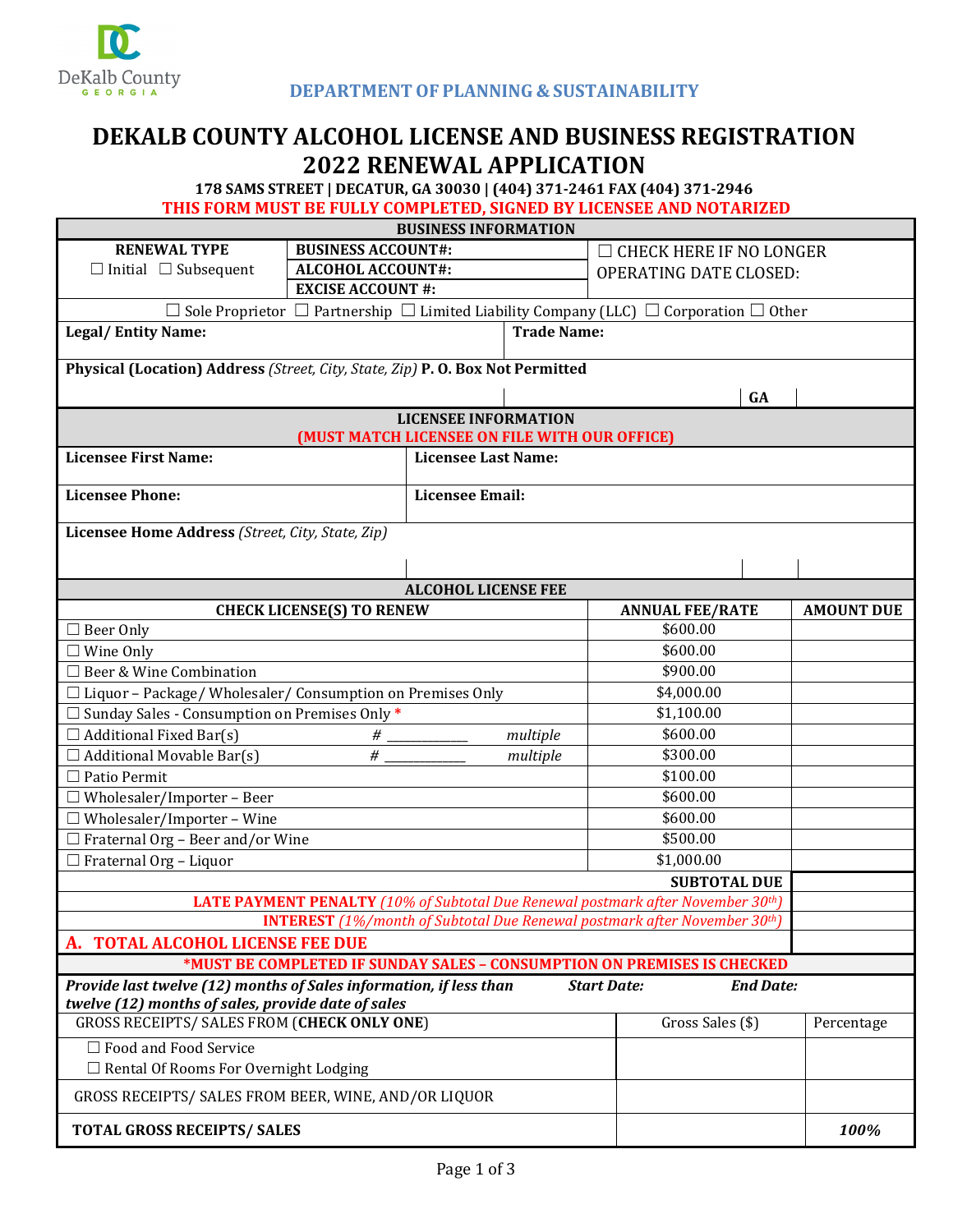DeKalb County GEORGIA

DEPARTMENT OF PLANNING & SUSTAINABILITY

# DEKALB COUNTY ALCOHOL LICENSE AND BUSINESS REGISTRATION 2022 RENEWAL APPLICATION

**178 SAMS STREET | DECATUR, GA 30030 | (404) 371-2461 FAX (404) 371-2946**

**THIS FORM MUST BE FULLY COMPLETED, SIGNED BY LICENSEE AND NOTARIZED**

## BUSINESS INFORMATION

| RENEWAL TYPE | BUSINESS ACCOUNT#: | ☐ CHECK HERE IF NO LONGER OPERATING DATE CLOSED: |
|---|---|---|
| ☐ Initial ☐ Subsequent | ALCOHOL ACCOUNT#: | |
| | EXCISE ACCOUNT #: | |

☐ Sole Proprietor ☐ Partnership ☐ Limited Liability Company (LLC) ☐ Corporation ☐ Other

| **Legal/ Entity Name:** | **Trade Name:** |
|---|---|
| | |

**Physical (Location) Address** *(Street, City, State, Zip)* **P. O. Box Not Permitted**

| | | GA | |
|---|---|---|---|

## LICENSEE INFORMATION
**(MUST MATCH LICENSEE ON FILE WITH OUR OFFICE)**

| **Licensee First Name:** | **Licensee Last Name:** |
|---|---|
| **Licensee Phone:** | **Licensee Email:** |

**Licensee Home Address** *(Street, City, State, Zip)*

| | | | |
|---|---|---|---|

## ALCOHOL LICENSE FEE

| CHECK LICENSE(S) TO RENEW | ANNUAL FEE/RATE | AMOUNT DUE |
|---|---|---|
| ☐ Beer Only | $600.00 | |
| ☐ Wine Only | $600.00 | |
| ☐ Beer & Wine Combination | $900.00 | |
| ☐ Liquor – Package/ Wholesaler/ Consumption on Premises Only | $4,000.00 | |
| ☐ Sunday Sales - Consumption on Premises Only * | $1,100.00 | |
| ☐ Additional Fixed Bar(s) # ___________ *multiple* | $600.00 | |
| ☐ Additional Movable Bar(s) # ___________ *multiple* | $300.00 | |
| ☐ Patio Permit | $100.00 | |
| ☐ Wholesaler/Importer – Beer | $600.00 | |
| ☐ Wholesaler/Importer – Wine | $600.00 | |
| ☐ Fraternal Org – Beer and/or Wine | $500.00 | |
| ☐ Fraternal Org – Liquor | $1,000.00 | |
| | **SUBTOTAL DUE** | |
| **LATE PAYMENT PENALTY** *(10% of Subtotal Due Renewal postmark after November 30th)* | | |
| **INTEREST** *(1%/month of Subtotal Due Renewal postmark after November 30th)* | | |
| **A. TOTAL ALCOHOL LICENSE FEE DUE** | | |

**\*MUST BE COMPLETED IF SUNDAY SALES – CONSUMPTION ON PREMISES IS CHECKED**

***Provide last twelve (12) months of Sales information, if less than twelve (12) months of sales, provide date of sales*** ***Start Date:*** ***End Date:***

| GROSS RECEIPTS/ SALES FROM (**CHECK ONLY ONE**) | Gross Sales ($) | Percentage |
|---|---|---|
| ☐ Food and Food Service<br>☐ Rental Of Rooms For Overnight Lodging | | |
| GROSS RECEIPTS/ SALES FROM BEER, WINE, AND/OR LIQUOR | | |
| **TOTAL GROSS RECEIPTS/ SALES** | | ***100%*** |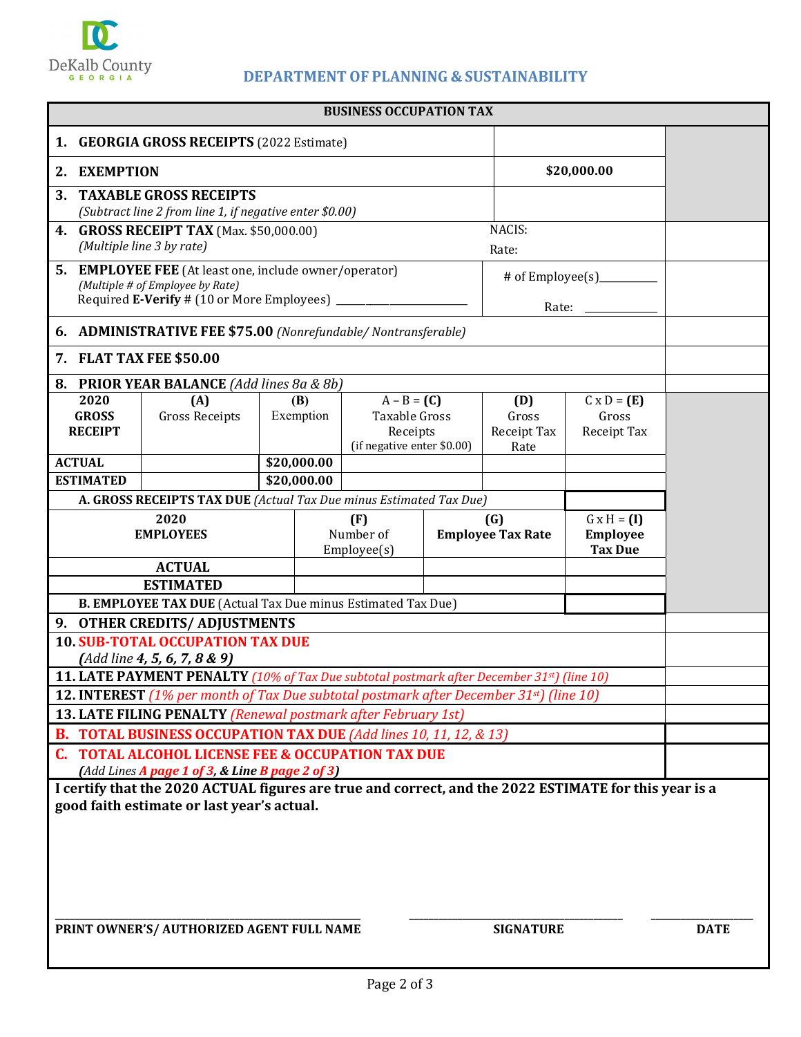DeKalb County GEORGIA

## DEPARTMENT OF PLANNING & SUSTAINABILITY

### BUSINESS OCCUPATION TAX

| | | |
|---|---|---|
| **1. GEORGIA GROSS RECEIPTS** (2022 Estimate) | | |
| **2. EXEMPTION** | **$20,000.00** | |
| **3. TAXABLE GROSS RECEIPTS** *(Subtract line 2 from line 1, if negative enter $0.00)* | | |
| **4. GROSS RECEIPT TAX** (Max. $50,000.00) *(Multiple line 3 by rate)* | NACIS: Rate: | |
| **5. EMPLOYEE FEE** (At least one, include owner/operator) *(Multiple # of Employee by Rate)* Required **E-Verify** # (10 or More Employees) ________ | # of Employee(s)________ Rate: ________ | |
| **6. ADMINISTRATIVE FEE $75.00** *(Nonrefundable/ Nontransferable)* | | |
| **7. FLAT TAX FEE $50.00** | | |
| **8. PRIOR YEAR BALANCE** *(Add lines 8a & 8b)* | | |

| 2020 GROSS RECEIPT | (A) Gross Receipts | (B) Exemption | A – B = (C) Taxable Gross Receipts (if negative enter $0.00) | (D) Gross Receipt Tax Rate | C x D = (E) Gross Receipt Tax |
|---|---|---|---|---|---|
| ACTUAL | | $20,000.00 | | | |
| ESTIMATED | | $20,000.00 | | | |
| **A. GROSS RECEIPTS TAX DUE** *(Actual Tax Due minus Estimated Tax Due)* | | | | | |

| 2020 EMPLOYEES | (F) Number of Employee(s) | (G) Employee Tax Rate | G x H = (I) Employee Tax Due |
|---|---|---|---|
| ACTUAL | | | |
| ESTIMATED | | | |
| **B. EMPLOYEE TAX DUE** (Actual Tax Due minus Estimated Tax Due) | | | |

| | |
|---|---|
| **9. OTHER CREDITS/ ADJUSTMENTS** | |
| **10. SUB-TOTAL OCCUPATION TAX DUE** *(Add line **4, 5, 6, 7, 8 & 9**)* | |
| **11. LATE PAYMENT PENALTY** *(10% of Tax Due subtotal postmark after December 31st) (line 10)* | |
| **12. INTEREST** *(1% per month of Tax Due subtotal postmark after December 31st) (line 10)* | |
| **13. LATE FILING PENALTY** *(Renewal postmark after February 1st)* | |
| **B. TOTAL BUSINESS OCCUPATION TAX DUE** *(Add lines 10, 11, 12, & 13)* | |
| **C. TOTAL ALCOHOL LICENSE FEE & OCCUPATION TAX DUE** *(Add Lines **A page 1 of 3**, & Line **B page 2 of 3**)* | |

**I certify that the 2020 ACTUAL figures are true and correct, and the 2022 ESTIMATE for this year is a good faith estimate or last year's actual.**

| ______________________________ | ______________________________ | ____________ |
|---|---|---|
| **PRINT OWNER'S/ AUTHORIZED AGENT FULL NAME** | **SIGNATURE** | **DATE** |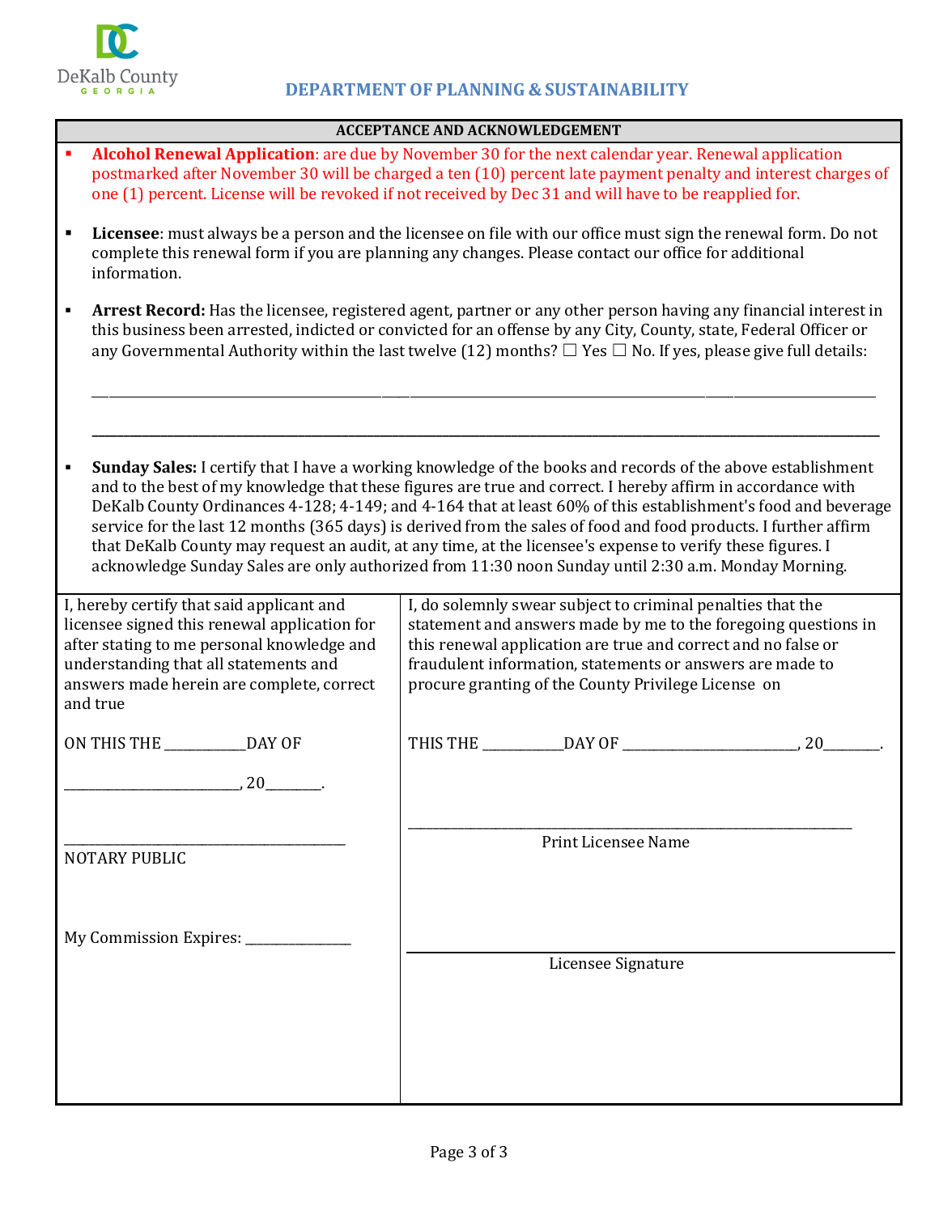DeKalb County
GEORGIA

**DEPARTMENT OF PLANNING & SUSTAINABILITY**

**ACCEPTANCE AND ACKNOWLEDGEMENT**

- **Alcohol Renewal Application**: are due by November 30 for the next calendar year. Renewal application postmarked after November 30 will be charged a ten (10) percent late payment penalty and interest charges of one (1) percent. License will be revoked if not received by Dec 31 and will have to be reapplied for.

- **Licensee**: must always be a person and the licensee on file with our office must sign the renewal form. Do not complete this renewal form if you are planning any changes. Please contact our office for additional information.

- **Arrest Record:** Has the licensee, registered agent, partner or any other person having any financial interest in this business been arrested, indicted or convicted for an offense by any City, County, state, Federal Officer or any Governmental Authority within the last twelve (12) months? ☐ Yes ☐ No. If yes, please give full details:

____________________________________________________________________________________________________

____________________________________________________________________________________________________

- **Sunday Sales:** I certify that I have a working knowledge of the books and records of the above establishment and to the best of my knowledge that these figures are true and correct. I hereby affirm in accordance with DeKalb County Ordinances 4-128; 4-149; and 4-164 that at least 60% of this establishment's food and beverage service for the last 12 months (365 days) is derived from the sales of food and food products. I further affirm that DeKalb County may request an audit, at any time, at the licensee's expense to verify these figures. I acknowledge Sunday Sales are only authorized from 11:30 noon Sunday until 2:30 a.m. Monday Morning.

I, hereby certify that said applicant and licensee signed this renewal application for after stating to me personal knowledge and understanding that all statements and answers made herein are complete, correct and true

ON THIS THE ___________DAY OF

_________________________, 20________.

_________________________________________
NOTARY PUBLIC

My Commission Expires: _______________

I, do solemnly swear subject to criminal penalties that the statement and answers made by me to the foregoing questions in this renewal application are true and correct and no false or fraudulent information, statements or answers are made to procure granting of the County Privilege License on

THIS THE ___________DAY OF _________________________, 20________.

_________________________________________
Print Licensee Name

_________________________________________
Licensee Signature